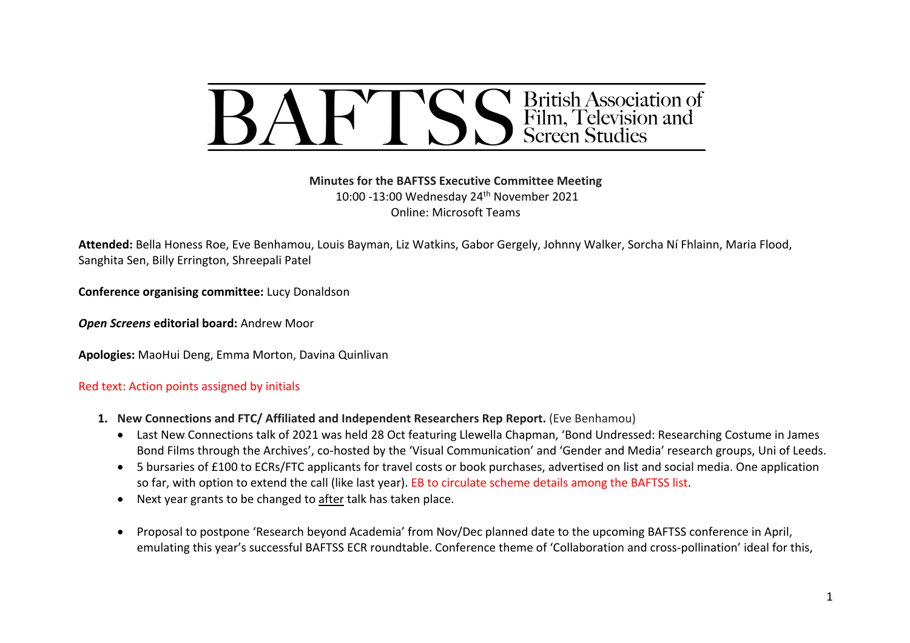# BAFTSS British Association of Film, Television and Screen Studies

**Minutes for the BAFTSS Executive Committee Meeting**
10:00 -13:00 Wednesday 24th November 2021
Online: Microsoft Teams

**Attended:** Bella Honess Roe, Eve Benhamou, Louis Bayman, Liz Watkins, Gabor Gergely, Johnny Walker, Sorcha Ní Fhlainn, Maria Flood, Sanghita Sen, Billy Errington, Shreepali Patel

**Conference organising committee:** Lucy Donaldson

***Open Screens* editorial board:** Andrew Moor

**Apologies:** MaoHui Deng, Emma Morton, Davina Quinlivan

Red text: Action points assigned by initials

1. **New Connections and FTC/ Affiliated and Independent Researchers Rep Report.** (Eve Benhamou)
   - Last New Connections talk of 2021 was held 28 Oct featuring Llewella Chapman, 'Bond Undressed: Researching Costume in James Bond Films through the Archives', co-hosted by the 'Visual Communication' and 'Gender and Media' research groups, Uni of Leeds.
   - 5 bursaries of £100 to ECRs/FTC applicants for travel costs or book purchases, advertised on list and social media. One application so far, with option to extend the call (like last year). EB to circulate scheme details among the BAFTSS list.
   - Next year grants to be changed to after talk has taken place.

   - Proposal to postpone 'Research beyond Academia' from Nov/Dec planned date to the upcoming BAFTSS conference in April, emulating this year's successful BAFTSS ECR roundtable. Conference theme of 'Collaboration and cross-pollination' ideal for this,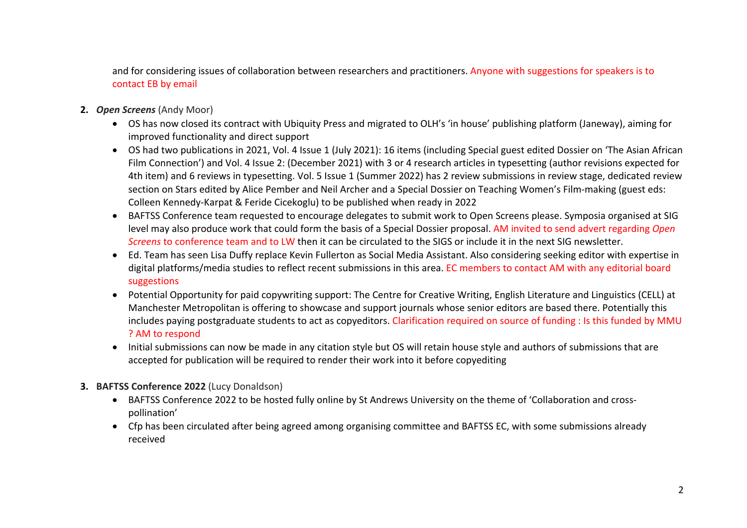and for considering issues of collaboration between researchers and practitioners. Anyone with suggestions for speakers is to contact EB by email

2. ***Open Screens*** (Andy Moor)
   - OS has now closed its contract with Ubiquity Press and migrated to OLH's 'in house' publishing platform (Janeway), aiming for improved functionality and direct support
   - OS had two publications in 2021, Vol. 4 Issue 1 (July 2021): 16 items (including Special guest edited Dossier on 'The Asian African Film Connection') and Vol. 4 Issue 2: (December 2021) with 3 or 4 research articles in typesetting (author revisions expected for 4th item) and 6 reviews in typesetting. Vol. 5 Issue 1 (Summer 2022) has 2 review submissions in review stage, dedicated review section on Stars edited by Alice Pember and Neil Archer and a Special Dossier on Teaching Women's Film-making (guest eds: Colleen Kennedy-Karpat & Feride Cicekoglu) to be published when ready in 2022
   - BAFTSS Conference team requested to encourage delegates to submit work to Open Screens please. Symposia organised at SIG level may also produce work that could form the basis of a Special Dossier proposal. AM invited to send advert regarding *Open Screens* to conference team and to LW then it can be circulated to the SIGS or include it in the next SIG newsletter.
   - Ed. Team has seen Lisa Duffy replace Kevin Fullerton as Social Media Assistant. Also considering seeking editor with expertise in digital platforms/media studies to reflect recent submissions in this area. EC members to contact AM with any editorial board suggestions
   - Potential Opportunity for paid copywriting support: The Centre for Creative Writing, English Literature and Linguistics (CELL) at Manchester Metropolitan is offering to showcase and support journals whose senior editors are based there. Potentially this includes paying postgraduate students to act as copyeditors. Clarification required on source of funding : Is this funded by MMU ? AM to respond
   - Initial submissions can now be made in any citation style but OS will retain house style and authors of submissions that are accepted for publication will be required to render their work into it before copyediting

3. **BAFTSS Conference 2022** (Lucy Donaldson)
   - BAFTSS Conference 2022 to be hosted fully online by St Andrews University on the theme of 'Collaboration and cross-pollination'
   - Cfp has been circulated after being agreed among organising committee and BAFTSS EC, with some submissions already received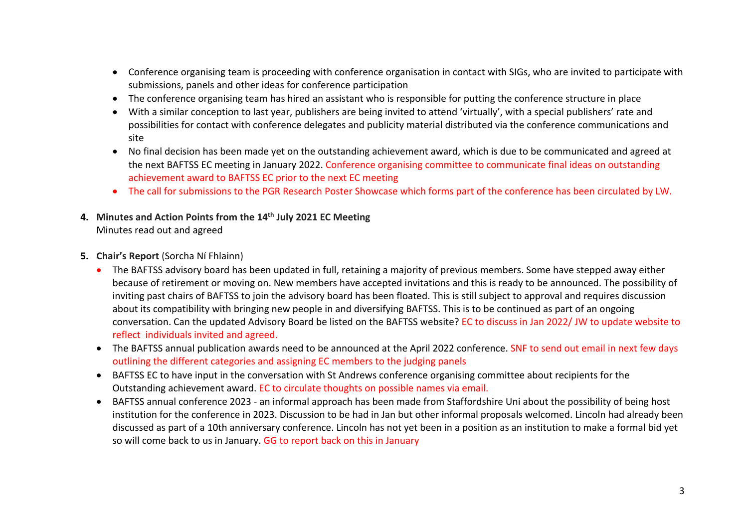- Conference organising team is proceeding with conference organisation in contact with SIGs, who are invited to participate with submissions, panels and other ideas for conference participation
- The conference organising team has hired an assistant who is responsible for putting the conference structure in place
- With a similar conception to last year, publishers are being invited to attend 'virtually', with a special publishers' rate and possibilities for contact with conference delegates and publicity material distributed via the conference communications and site
- No final decision has been made yet on the outstanding achievement award, which is due to be communicated and agreed at the next BAFTSS EC meeting in January 2022. Conference organising committee to communicate final ideas on outstanding achievement award to BAFTSS EC prior to the next EC meeting
- The call for submissions to the PGR Research Poster Showcase which forms part of the conference has been circulated by LW.

4. **Minutes and Action Points from the 14th July 2021 EC Meeting**
   Minutes read out and agreed

5. **Chair's Report** (Sorcha Ní Fhlainn)
   - The BAFTSS advisory board has been updated in full, retaining a majority of previous members. Some have stepped away either because of retirement or moving on. New members have accepted invitations and this is ready to be announced. The possibility of inviting past chairs of BAFTSS to join the advisory board has been floated. This is still subject to approval and requires discussion about its compatibility with bringing new people in and diversifying BAFTSS. This is to be continued as part of an ongoing conversation. Can the updated Advisory Board be listed on the BAFTSS website? EC to discuss in Jan 2022/ JW to update website to reflect individuals invited and agreed.
   - The BAFTSS annual publication awards need to be announced at the April 2022 conference. SNF to send out email in next few days outlining the different categories and assigning EC members to the judging panels
   - BAFTSS EC to have input in the conversation with St Andrews conference organising committee about recipients for the Outstanding achievement award. EC to circulate thoughts on possible names via email.
   - BAFTSS annual conference 2023 - an informal approach has been made from Staffordshire Uni about the possibility of being host institution for the conference in 2023. Discussion to be had in Jan but other informal proposals welcomed. Lincoln had already been discussed as part of a 10th anniversary conference. Lincoln has not yet been in a position as an institution to make a formal bid yet so will come back to us in January. GG to report back on this in January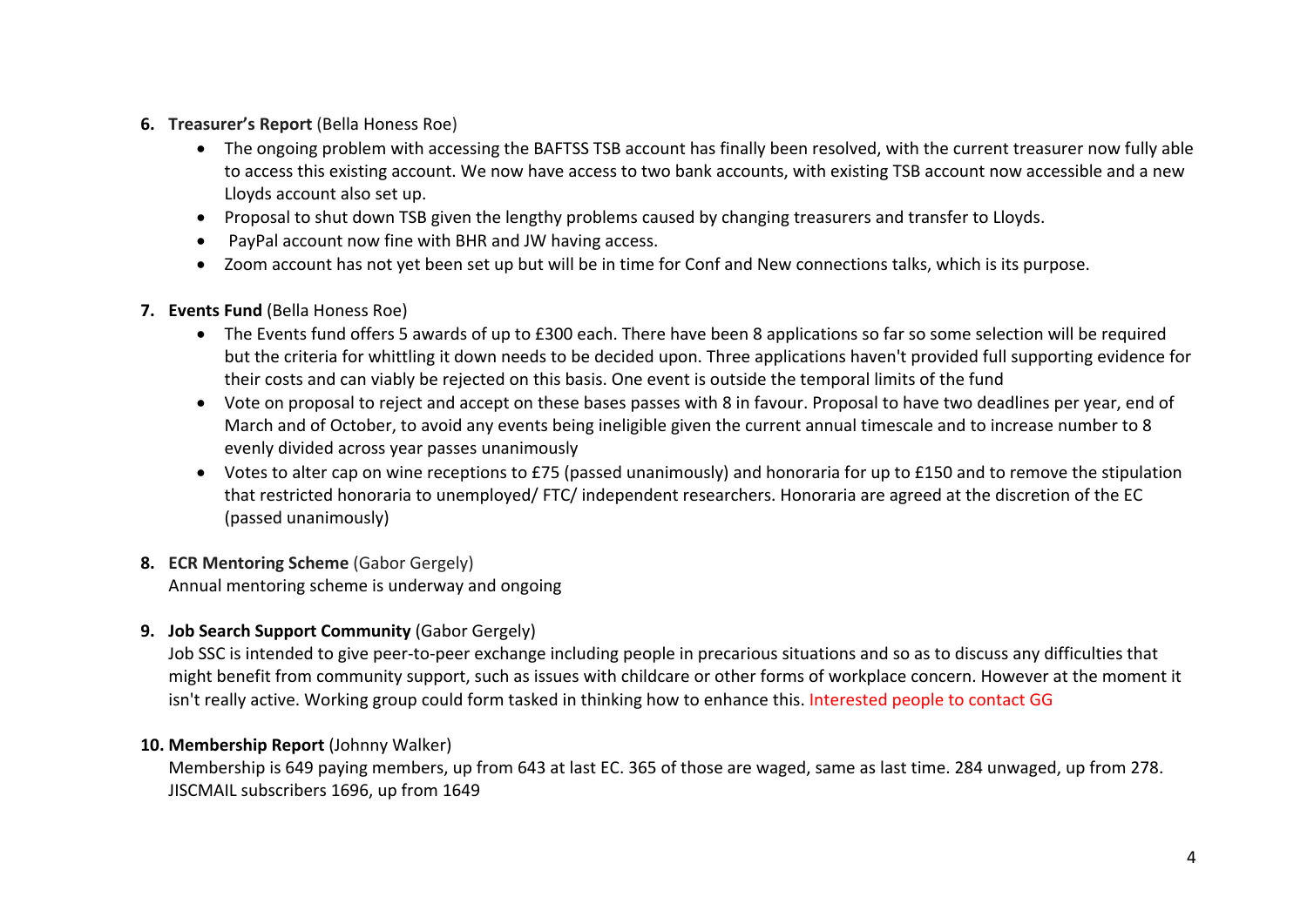6. **Treasurer's Report** (Bella Honess Roe)
    - The ongoing problem with accessing the BAFTSS TSB account has finally been resolved, with the current treasurer now fully able to access this existing account. We now have access to two bank accounts, with existing TSB account now accessible and a new Lloyds account also set up.
    - Proposal to shut down TSB given the lengthy problems caused by changing treasurers and transfer to Lloyds.
    - PayPal account now fine with BHR and JW having access.
    - Zoom account has not yet been set up but will be in time for Conf and New connections talks, which is its purpose.

7. **Events Fund** (Bella Honess Roe)
    - The Events fund offers 5 awards of up to £300 each. There have been 8 applications so far so some selection will be required but the criteria for whittling it down needs to be decided upon. Three applications haven't provided full supporting evidence for their costs and can viably be rejected on this basis. One event is outside the temporal limits of the fund
    - Vote on proposal to reject and accept on these bases passes with 8 in favour. Proposal to have two deadlines per year, end of March and of October, to avoid any events being ineligible given the current annual timescale and to increase number to 8 evenly divided across year passes unanimously
    - Votes to alter cap on wine receptions to £75 (passed unanimously) and honoraria for up to £150 and to remove the stipulation that restricted honoraria to unemployed/ FTC/ independent researchers. Honoraria are agreed at the discretion of the EC (passed unanimously)

8. **ECR Mentoring Scheme** (Gabor Gergely)
   Annual mentoring scheme is underway and ongoing

9. **Job Search Support Community** (Gabor Gergely)
   Job SSC is intended to give peer-to-peer exchange including people in precarious situations and so as to discuss any difficulties that might benefit from community support, such as issues with childcare or other forms of workplace concern. However at the moment it isn't really active. Working group could form tasked in thinking how to enhance this. Interested people to contact GG

10. **Membership Report** (Johnny Walker)
    Membership is 649 paying members, up from 643 at last EC. 365 of those are waged, same as last time. 284 unwaged, up from 278. JISCMAIL subscribers 1696, up from 1649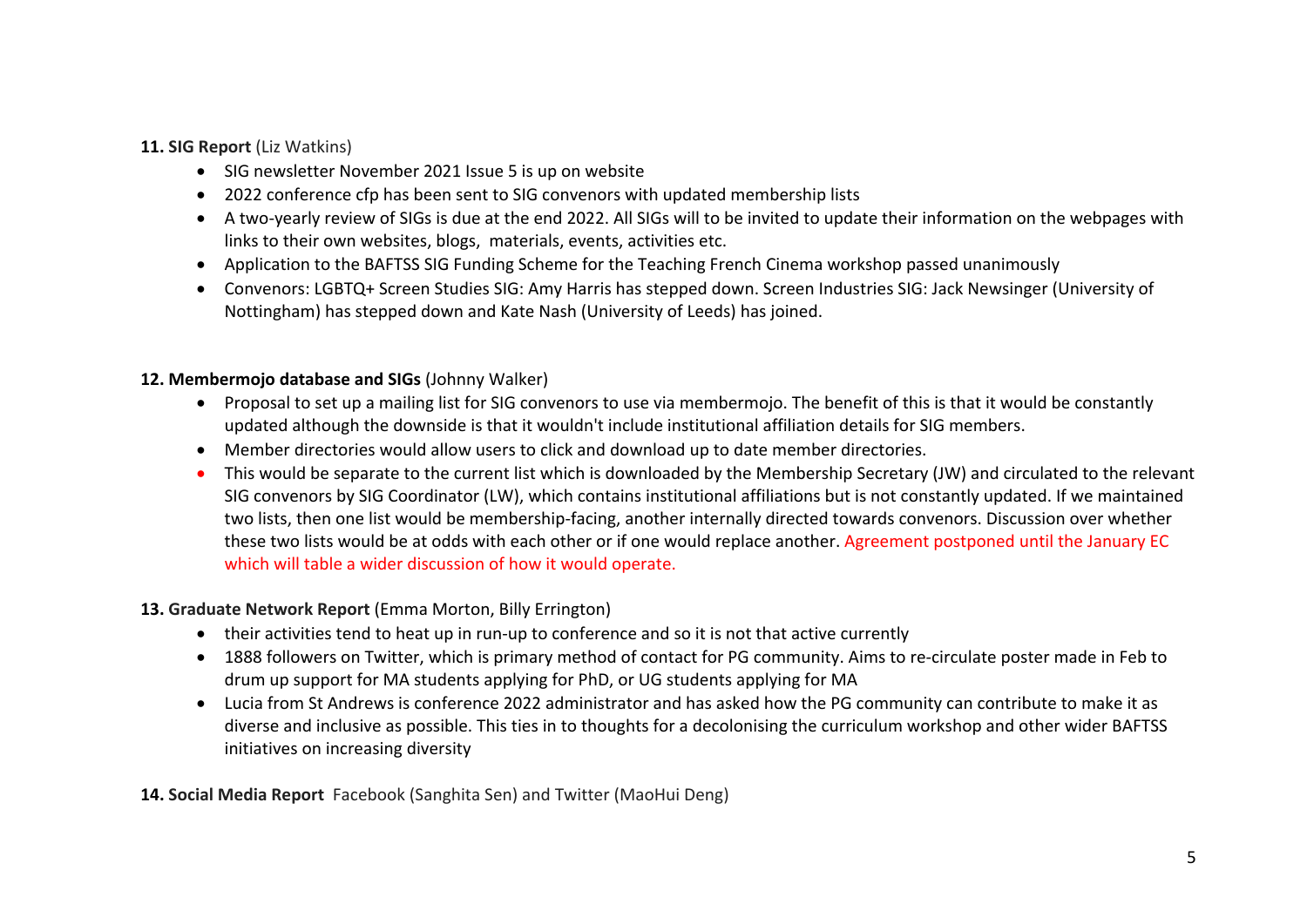**11. SIG Report** (Liz Watkins)

- SIG newsletter November 2021 Issue 5 is up on website
- 2022 conference cfp has been sent to SIG convenors with updated membership lists
- A two-yearly review of SIGs is due at the end 2022. All SIGs will to be invited to update their information on the webpages with links to their own websites, blogs, materials, events, activities etc.
- Application to the BAFTSS SIG Funding Scheme for the Teaching French Cinema workshop passed unanimously
- Convenors: LGBTQ+ Screen Studies SIG: Amy Harris has stepped down. Screen Industries SIG: Jack Newsinger (University of Nottingham) has stepped down and Kate Nash (University of Leeds) has joined.

**12. Membermojo database and SIGs** (Johnny Walker)

- Proposal to set up a mailing list for SIG convenors to use via membermojo. The benefit of this is that it would be constantly updated although the downside is that it wouldn't include institutional affiliation details for SIG members.
- Member directories would allow users to click and download up to date member directories.
- This would be separate to the current list which is downloaded by the Membership Secretary (JW) and circulated to the relevant SIG convenors by SIG Coordinator (LW), which contains institutional affiliations but is not constantly updated. If we maintained two lists, then one list would be membership-facing, another internally directed towards convenors. Discussion over whether these two lists would be at odds with each other or if one would replace another. Agreement postponed until the January EC which will table a wider discussion of how it would operate.

**13. Graduate Network Report** (Emma Morton, Billy Errington)

- their activities tend to heat up in run-up to conference and so it is not that active currently
- 1888 followers on Twitter, which is primary method of contact for PG community. Aims to re-circulate poster made in Feb to drum up support for MA students applying for PhD, or UG students applying for MA
- Lucia from St Andrews is conference 2022 administrator and has asked how the PG community can contribute to make it as diverse and inclusive as possible. This ties in to thoughts for a decolonising the curriculum workshop and other wider BAFTSS initiatives on increasing diversity

**14. Social Media Report** Facebook (Sanghita Sen) and Twitter (MaoHui Deng)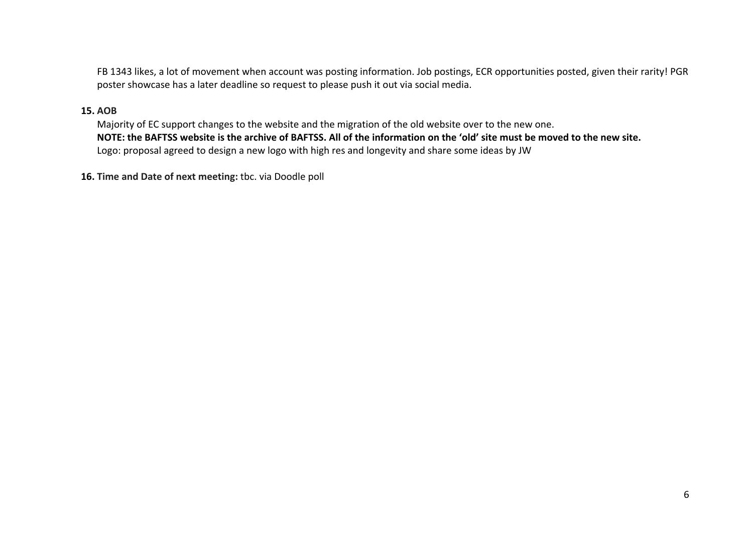FB 1343 likes, a lot of movement when account was posting information. Job postings, ECR opportunities posted, given their rarity! PGR poster showcase has a later deadline so request to please push it out via social media.

**15. AOB**

Majority of EC support changes to the website and the migration of the old website over to the new one.
**NOTE: the BAFTSS website is the archive of BAFTSS. All of the information on the 'old' site must be moved to the new site.**
Logo: proposal agreed to design a new logo with high res and longevity and share some ideas by JW

**16. Time and Date of next meeting:** tbc. via Doodle poll